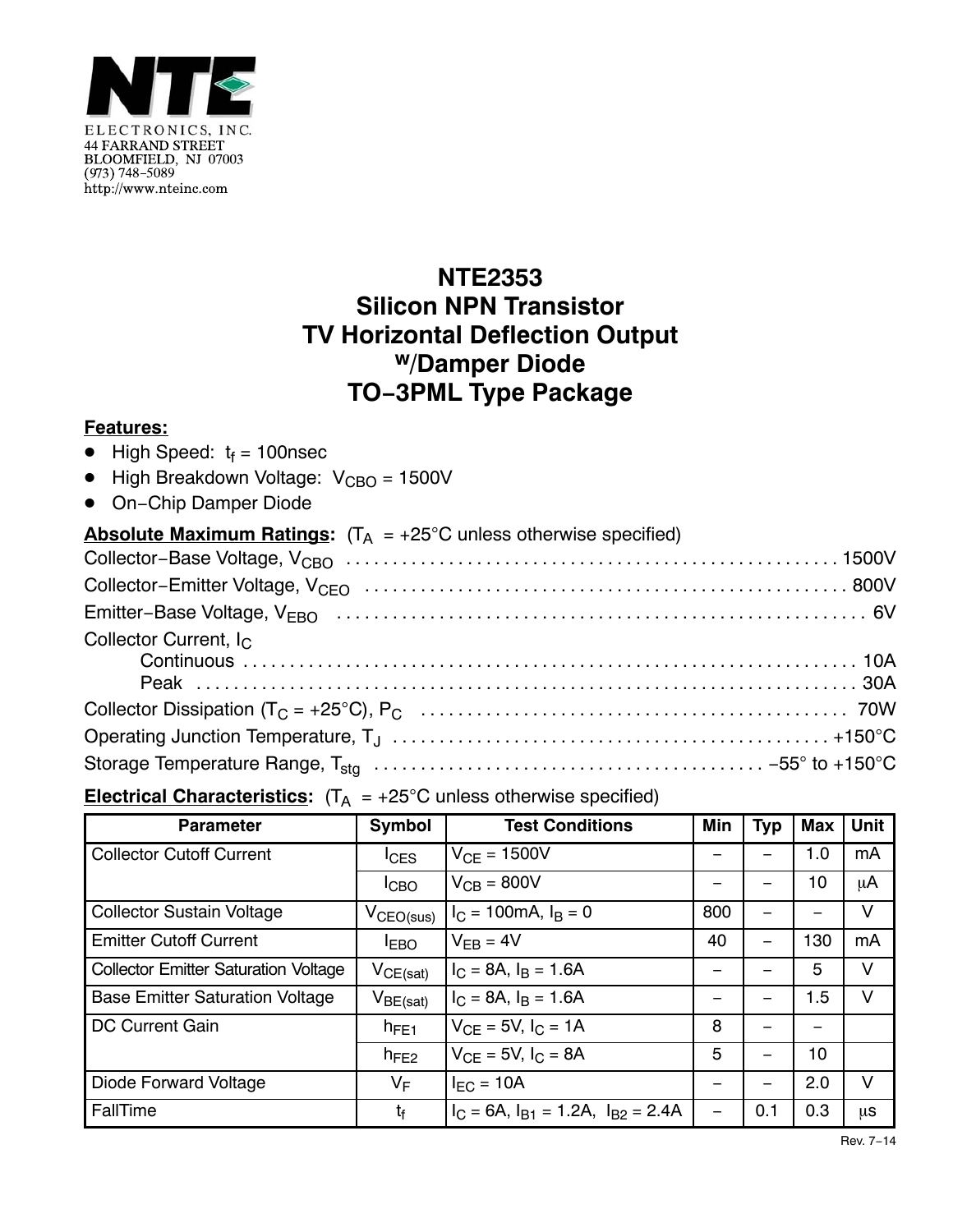NTE ELECTRONICS, INC.
44 FARRAND STREET
BLOOMFIELD, NJ 07003
(973) 748-5089
http://www.nteinc.com

# NTE2353
# Silicon NPN Transistor
# TV Horizontal Deflection Output w/Damper Diode
# TO-3PML Type Package

**Features:**

- High Speed: $t_f$ = 100nsec
- High Breakdown Voltage: $V_{CBO}$ = 1500V
- On-Chip Damper Diode

**Absolute Maximum Ratings:** ($T_A$ = +25°C unless otherwise specified)

Collector-Base Voltage, $V_{CBO}$ . . . . . 1500V
Collector-Emitter Voltage, $V_{CEO}$ . . . . . 800V
Emitter-Base Voltage, $V_{EBO}$ . . . . . 6V
Collector Current, $I_C$
  Continuous . . . . . 10A
  Peak . . . . . 30A
Collector Dissipation ($T_C$ = +25°C), $P_C$ . . . . . 70W
Operating Junction Temperature, $T_J$ . . . . . +150°C
Storage Temperature Range, $T_{stg}$ . . . . . -55° to +150°C

**Electrical Characteristics:** ($T_A$ = +25°C unless otherwise specified)

| Parameter | Symbol | Test Conditions | Min | Typ | Max | Unit |
|---|---|---|---|---|---|---|
| Collector Cutoff Current | $I_{CES}$ | $V_{CE}$ = 1500V | – | – | 1.0 | mA |
| | $I_{CBO}$ | $V_{CB}$ = 800V | – | – | 10 | μA |
| Collector Sustain Voltage | $V_{CEO(sus)}$ | $I_C$ = 100mA, $I_B$ = 0 | 800 | – | – | V |
| Emitter Cutoff Current | $I_{EBO}$ | $V_{EB}$ = 4V | 40 | – | 130 | mA |
| Collector Emitter Saturation Voltage | $V_{CE(sat)}$ | $I_C$ = 8A, $I_B$ = 1.6A | – | – | 5 | V |
| Base Emitter Saturation Voltage | $V_{BE(sat)}$ | $I_C$ = 8A, $I_B$ = 1.6A | – | – | 1.5 | V |
| DC Current Gain | $h_{FE1}$ | $V_{CE}$ = 5V, $I_C$ = 1A | 8 | – | – | |
| | $h_{FE2}$ | $V_{CE}$ = 5V, $I_C$ = 8A | 5 | – | 10 | |
| Diode Forward Voltage | $V_F$ | $I_{EC}$ = 10A | – | – | 2.0 | V |
| FallTime | $t_f$ | $I_C$ = 6A, $I_{B1}$ = 1.2A, $I_{B2}$ = 2.4A | – | 0.1 | 0.3 | μs |

Rev. 7-14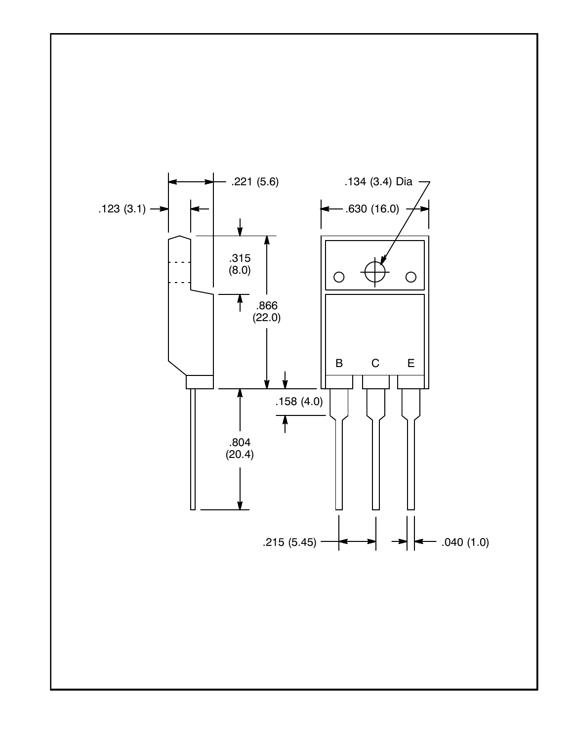.221 (5.6)

.123 (3.1)

.134 (3.4) Dia

.630 (16.0)

.315
(8.0)

.866
(22.0)

B C E

.158 (4.0)

.804
(20.4)

.215 (5.45)

.040 (1.0)